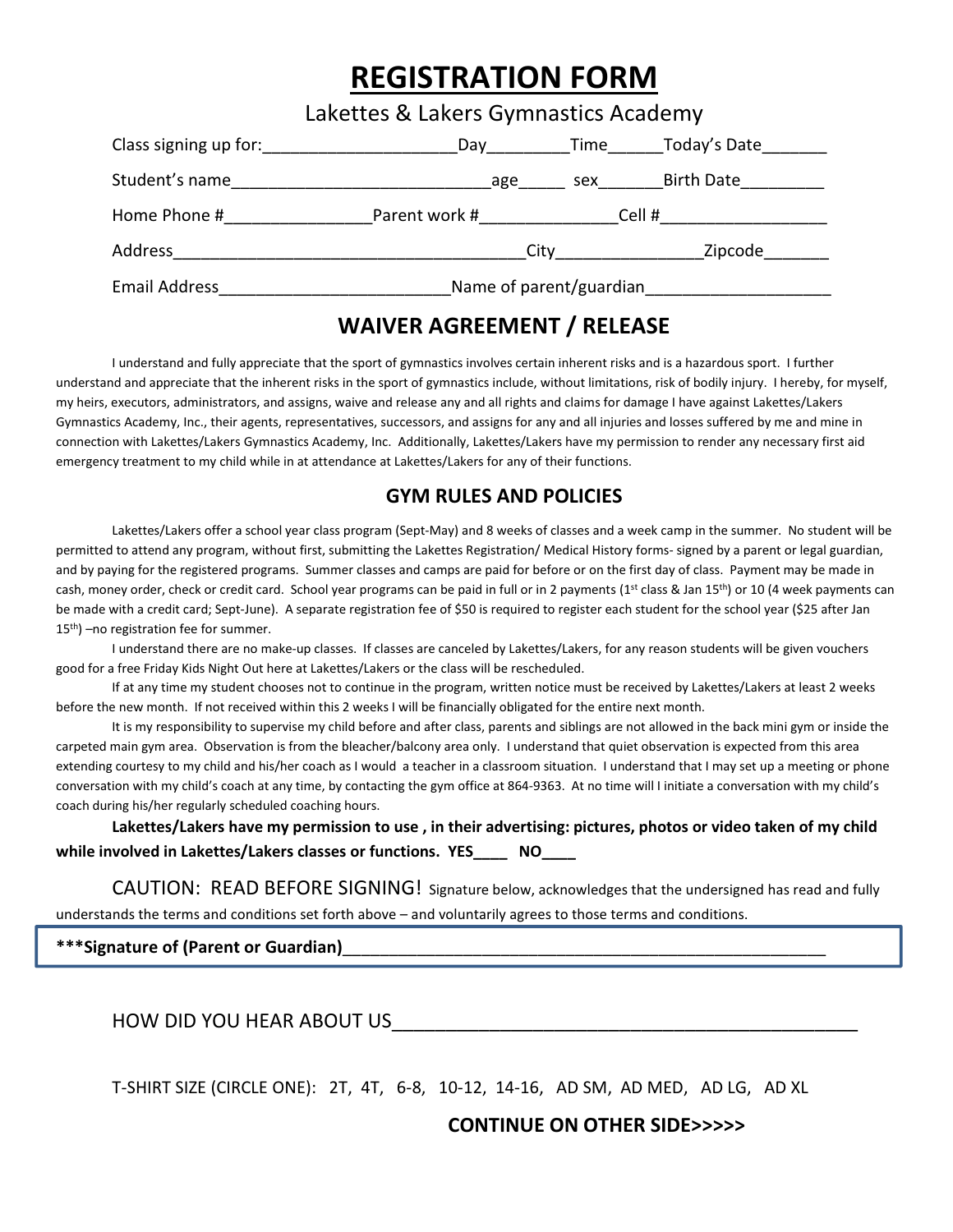# REGISTRATION FORM

Lakettes & Lakers Gymnastics Academy

Class signing up for:____________________Day________Time_____Today's Date_______

Student's name___________________________age_____ sex_______Birth Date_________

Home Phone #_______________Parent work #______________Cell #_________________

Address____________________________________City_______________Zipcode_______

Email Address________________________Name of parent/guardian___________________

## WAIVER AGREEMENT / RELEASE

I understand and fully appreciate that the sport of gymnastics involves certain inherent risks and is a hazardous sport. I further understand and appreciate that the inherent risks in the sport of gymnastics include, without limitations, risk of bodily injury. I hereby, for myself, my heirs, executors, administrators, and assigns, waive and release any and all rights and claims for damage I have against Lakettes/Lakers Gymnastics Academy, Inc., their agents, representatives, successors, and assigns for any and all injuries and losses suffered by me and mine in connection with Lakettes/Lakers Gymnastics Academy, Inc. Additionally, Lakettes/Lakers have my permission to render any necessary first aid emergency treatment to my child while in at attendance at Lakettes/Lakers for any of their functions.

### GYM RULES AND POLICIES

Lakettes/Lakers offer a school year class program (Sept-May) and 8 weeks of classes and a week camp in the summer. No student will be permitted to attend any program, without first, submitting the Lakettes Registration/ Medical History forms- signed by a parent or legal guardian, and by paying for the registered programs. Summer classes and camps are paid for before or on the first day of class. Payment may be made in cash, money order, check or credit card. School year programs can be paid in full or in 2 payments (1st class & Jan 15th) or 10 (4 week payments can be made with a credit card; Sept-June). A separate registration fee of $50 is required to register each student for the school year ($25 after Jan 15th) –no registration fee for summer.

I understand there are no make-up classes. If classes are canceled by Lakettes/Lakers, for any reason students will be given vouchers good for a free Friday Kids Night Out here at Lakettes/Lakers or the class will be rescheduled.

If at any time my student chooses not to continue in the program, written notice must be received by Lakettes/Lakers at least 2 weeks before the new month. If not received within this 2 weeks I will be financially obligated for the entire next month.

It is my responsibility to supervise my child before and after class, parents and siblings are not allowed in the back mini gym or inside the carpeted main gym area. Observation is from the bleacher/balcony area only. I understand that quiet observation is expected from this area extending courtesy to my child and his/her coach as I would a teacher in a classroom situation. I understand that I may set up a meeting or phone conversation with my child's coach at any time, by contacting the gym office at 864-9363. At no time will I initiate a conversation with my child's coach during his/her regularly scheduled coaching hours.

**Lakettes/Lakers have my permission to use , in their advertising: pictures, photos or video taken of my child while involved in Lakettes/Lakers classes or functions. YES____ NO____**

CAUTION: READ BEFORE SIGNING! Signature below, acknowledges that the undersigned has read and fully understands the terms and conditions set forth above – and voluntarily agrees to those terms and conditions.

**\*\*\*Signature of (Parent or Guardian)**_____________________________________________

HOW DID YOU HEAR ABOUT US_________________________________________

T-SHIRT SIZE (CIRCLE ONE): 2T, 4T, 6-8, 10-12, 14-16, AD SM, AD MED, AD LG, AD XL

**CONTINUE ON OTHER SIDE>>>>>**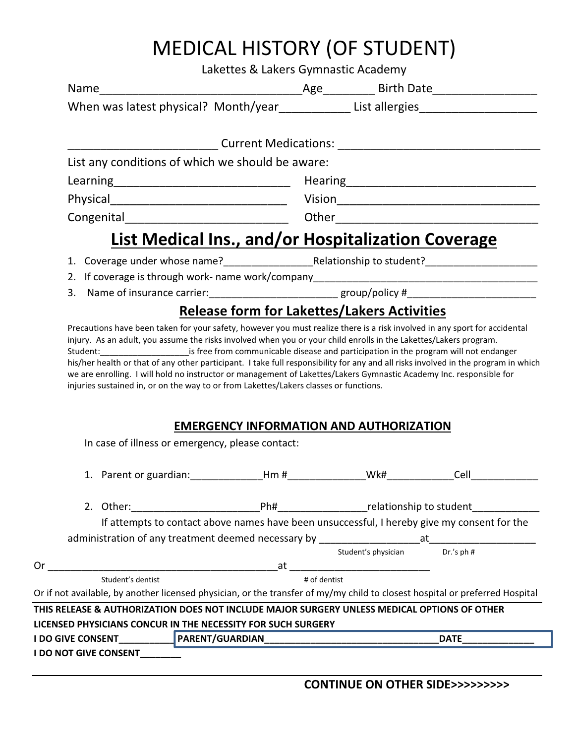# MEDICAL HISTORY (OF STUDENT)

Lakettes & Lakers Gymnastic Academy

Name_______________________________Age________ Birth Date________________

When was latest physical? Month/year___________ List allergies__________________

_______________________ Current Medications: ________________________________

List any conditions of which we should be aware:

Learning___________________________ Hearing_____________________________

Physical___________________________ Vision________________________________

Congenital_________________________ Other________________________________

## List Medical Ins., and/or Hospitalization Coverage

1. Coverage under whose name?________________Relationship to student?____________________
2. If coverage is through work- name work/company__________________________________________
3. Name of insurance carrier:_______________________ group/policy #_______________________

## Release form for Lakettes/Lakers Activities

Precautions have been taken for your safety, however you must realize there is a risk involved in any sport for accidental injury. As an adult, you assume the risks involved when you or your child enrolls in the Lakettes/Lakers program. Student:___________________is free from communicable disease and participation in the program will not endanger his/her health or that of any other participant. I take full responsibility for any and all risks involved in the program in which we are enrolling. I will hold no instructor or management of Lakettes/Lakers Gymnastic Academy Inc. responsible for injuries sustained in, or on the way to or from Lakettes/Lakers classes or functions.

### EMERGENCY INFORMATION AND AUTHORIZATION

In case of illness or emergency, please contact:

1. Parent or guardian:_____________Hm #______________Wk#____________Cell____________
2. Other:_______________________Ph#________________relationship to student____________

If attempts to contact above names have been unsuccessful, I hereby give my consent for the administration of any treatment deemed necessary by __________________at___________________

Student's physician Dr.'s ph #

Or __________________________________________at _________________________

Student's dentist # of dentist

Or if not available, by another licensed physician, or the transfer of my/my child to closest hospital or preferred Hospital

**THIS RELEASE & AUTHORIZATION DOES NOT INCLUDE MAJOR SURGERY UNLESS MEDICAL OPTIONS OF OTHER LICENSED PHYSICIANS CONCUR IN THE NECESSITY FOR SUCH SURGERY**

**I DO GIVE CONSENT__________ PARENT/GUARDIAN________________________________DATE______________**

**I DO NOT GIVE CONSENT________**

**CONTINUE ON OTHER SIDE>>>>>>>>>**